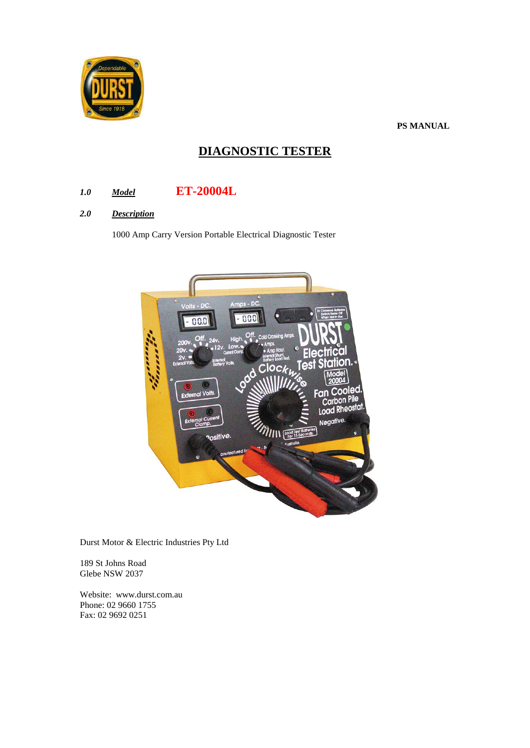**PS MANUAL**

# DIAGNOSTIC TESTER

***1.0*** ***Model*** **ET-20004L**

***2.0*** ***Description***

1000 Amp Carry Version Portable Electrical Diagnostic Tester

Durst Motor & Electric Industries Pty Ltd

189 St Johns Road
Glebe NSW 2037

Website: www.durst.com.au
Phone: 02 9660 1755
Fax: 02 9692 0251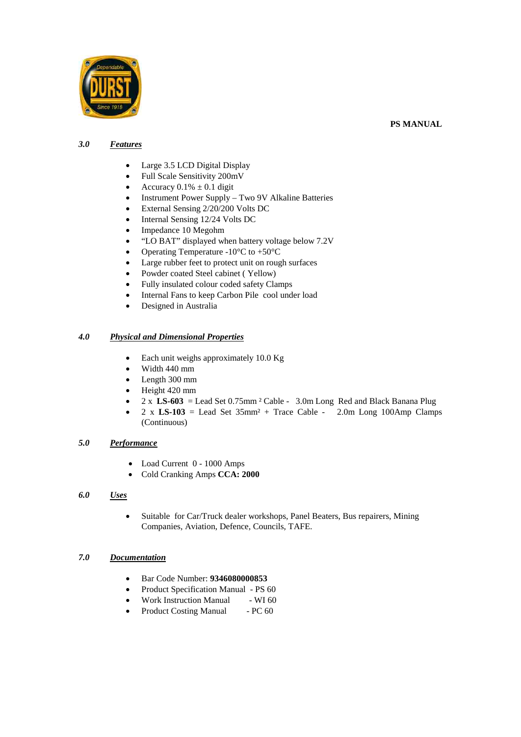**PS MANUAL**

## *3.0 Features*

- Large 3.5 LCD Digital Display
- Full Scale Sensitivity 200mV
- Accuracy 0.1% ± 0.1 digit
- Instrument Power Supply – Two 9V Alkaline Batteries
- External Sensing 2/20/200 Volts DC
- Internal Sensing 12/24 Volts DC
- Impedance 10 Megohm
- "LO BAT" displayed when battery voltage below 7.2V
- Operating Temperature -10°C to +50°C
- Large rubber feet to protect unit on rough surfaces
- Powder coated Steel cabinet ( Yellow)
- Fully insulated colour coded safety Clamps
- Internal Fans to keep Carbon Pile cool under load
- Designed in Australia

## *4.0 Physical and Dimensional Properties*

- Each unit weighs approximately 10.0 Kg
- Width 440 mm
- Length 300 mm
- Height 420 mm
- 2 x **LS-603** = Lead Set 0.75mm² Cable - 3.0m Long Red and Black Banana Plug
- 2 x **LS-103** = Lead Set 35mm² + Trace Cable - 2.0m Long 100Amp Clamps (Continuous)

## *5.0 Performance*

- Load Current 0 - 1000 Amps
- Cold Cranking Amps **CCA: 2000**

## *6.0 Uses*

- Suitable for Car/Truck dealer workshops, Panel Beaters, Bus repairers, Mining Companies, Aviation, Defence, Councils, TAFE.

## *7.0 Documentation*

- Bar Code Number: **9346080000853**
- Product Specification Manual - PS 60
- Work Instruction Manual - WI 60
- Product Costing Manual - PC 60